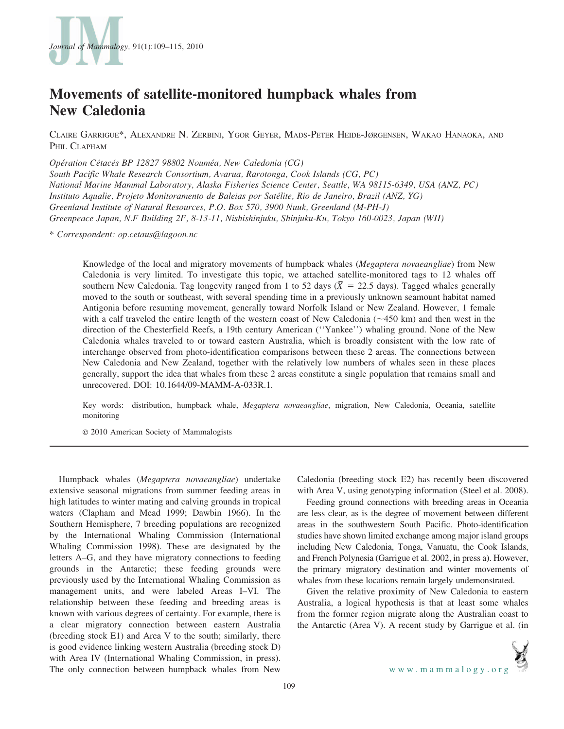// Journal of Mammalogy, 91(1):109–115, 2010

# Movements of satellite-monitored humpback whales from New Caledonia

Claire Garrigue*, Alexandre N. Zerbini, Ygor Geyer, Mads-Peter Heide-Jørgensen, Wakao Hanaoka, and Phil Clapham

*Opération Cétacés BP 12827 98802 Nouméa, New Caledonia (CG)*
*South Pacific Whale Research Consortium, Avarua, Rarotonga, Cook Islands (CG, PC)*
*National Marine Mammal Laboratory, Alaska Fisheries Science Center, Seattle, WA 98115-6349, USA (ANZ, PC)*
*Instituto Aqualie, Projeto Monitoramento de Baleias por Satélite, Rio de Janeiro, Brazil (ANZ, YG)*
*Greenland Institute of Natural Resources, P.O. Box 570, 3900 Nuuk, Greenland (M-PH-J)*
*Greenpeace Japan, N.F Building 2F, 8-13-11, Nishishinjuku, Shinjuku-Ku, Tokyo 160-0023, Japan (WH)*

\* *Correspondent: op.cetaus@lagoon.nc*

Knowledge of the local and migratory movements of humpback whales (*Megaptera novaeangliae*) from New Caledonia is very limited. To investigate this topic, we attached satellite-monitored tags to 12 whales off southern New Caledonia. Tag longevity ranged from 1 to 52 days ($\bar{X}$ = 22.5 days). Tagged whales generally moved to the south or southeast, with several spending time in a previously unknown seamount habitat named Antigonia before resuming movement, generally toward Norfolk Island or New Zealand. However, 1 female with a calf traveled the entire length of the western coast of New Caledonia (~450 km) and then west in the direction of the Chesterfield Reefs, a 19th century American (''Yankee'') whaling ground. None of the New Caledonia whales traveled to or toward eastern Australia, which is broadly consistent with the low rate of interchange observed from photo-identification comparisons between these 2 areas. The connections between New Caledonia and New Zealand, together with the relatively low numbers of whales seen in these places generally, support the idea that whales from these 2 areas constitute a single population that remains small and unrecovered. DOI: 10.1644/09-MAMM-A-033R.1.

Key words: distribution, humpback whale, *Megaptera novaeangliae*, migration, New Caledonia, Oceania, satellite monitoring

© 2010 American Society of Mammalogists

---

Humpback whales (*Megaptera novaeangliae*) undertake extensive seasonal migrations from summer feeding areas in high latitudes to winter mating and calving grounds in tropical waters (Clapham and Mead 1999; Dawbin 1966). In the Southern Hemisphere, 7 breeding populations are recognized by the International Whaling Commission (International Whaling Commission 1998). These are designated by the letters A–G, and they have migratory connections to feeding grounds in the Antarctic; these feeding grounds were previously used by the International Whaling Commission as management units, and were labeled Areas I–VI. The relationship between these feeding and breeding areas is known with various degrees of certainty. For example, there is a clear migratory connection between eastern Australia (breeding stock E1) and Area V to the south; similarly, there is good evidence linking western Australia (breeding stock D) with Area IV (International Whaling Commission, in press). The only connection between humpback whales from New Caledonia (breeding stock E2) has recently been discovered with Area V, using genotyping information (Steel et al. 2008).

Feeding ground connections with breeding areas in Oceania are less clear, as is the degree of movement between different areas in the southwestern South Pacific. Photo-identification studies have shown limited exchange among major island groups including New Caledonia, Tonga, Vanuatu, the Cook Islands, and French Polynesia (Garrigue et al. 2002, in press a). However, the primary migratory destination and winter movements of whales from these locations remain largely undemonstrated.

Given the relative proximity of New Caledonia to eastern Australia, a logical hypothesis is that at least some whales from the former region migrate along the Australian coast to the Antarctic (Area V). A recent study by Garrigue et al. (in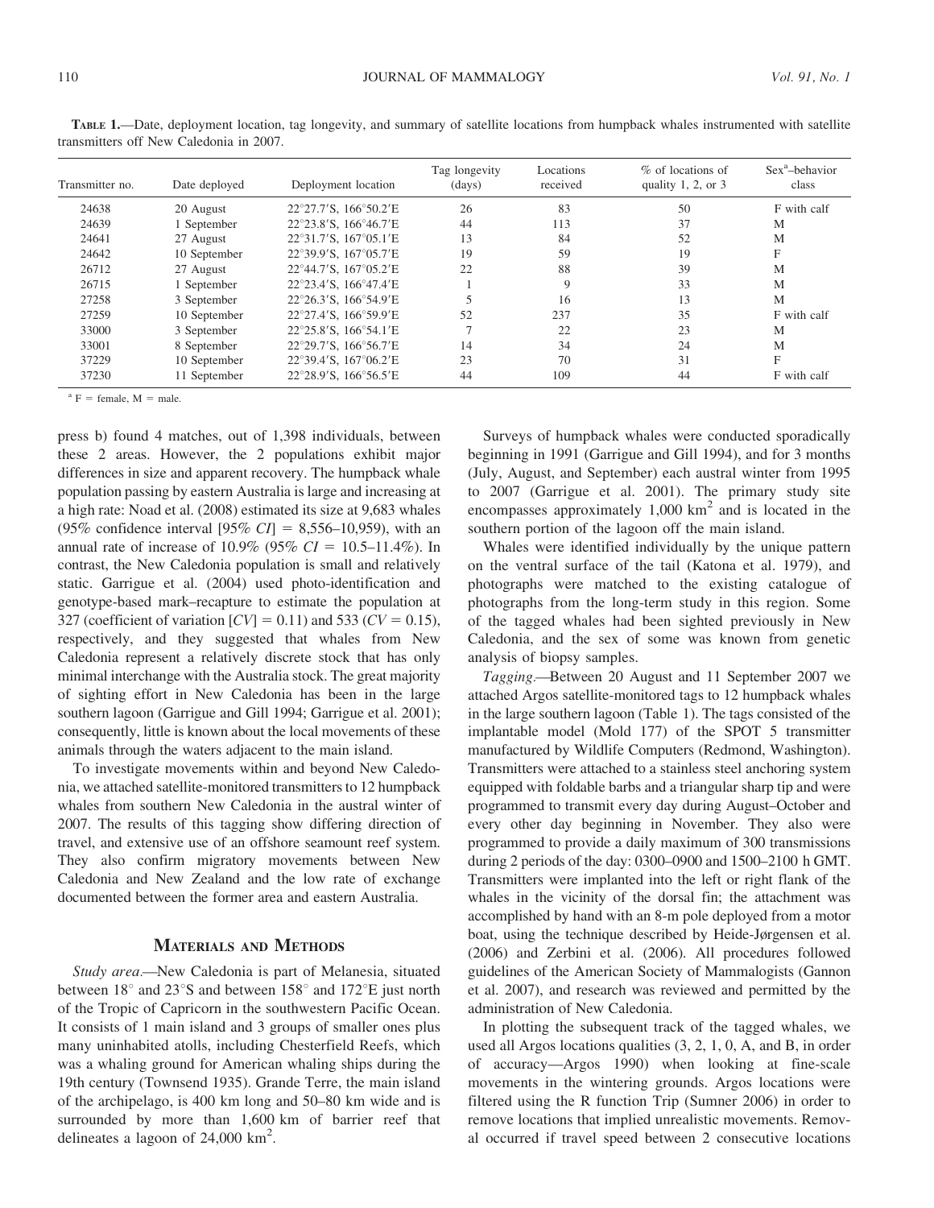**TABLE 1.**—Date, deployment location, tag longevity, and summary of satellite locations from humpback whales instrumented with satellite transmitters off New Caledonia in 2007.

| Transmitter no. | Date deployed | Deployment location | Tag longevity (days) | Locations received | % of locations of quality 1, 2, or 3 | Sex[a]–behavior class |
|---|---|---|---|---|---|---|
| 24638 | 20 August | 22°27.7′S, 166°50.2′E | 26 | 83 | 50 | F with calf |
| 24639 | 1 September | 22°23.8′S, 166°46.7′E | 44 | 113 | 37 | M |
| 24641 | 27 August | 22°31.7′S, 167°05.1′E | 13 | 84 | 52 | M |
| 24642 | 10 September | 22°39.9′S, 167°05.7′E | 19 | 59 | 19 | F |
| 26712 | 27 August | 22°44.7′S, 167°05.2′E | 22 | 88 | 39 | M |
| 26715 | 1 September | 22°23.4′S, 166°47.4′E | 1 | 9 | 33 | M |
| 27258 | 3 September | 22°26.3′S, 166°54.9′E | 5 | 16 | 13 | M |
| 27259 | 10 September | 22°27.4′S, 166°59.9′E | 52 | 237 | 35 | F with calf |
| 33000 | 3 September | 22°25.8′S, 166°54.1′E | 7 | 22 | 23 | M |
| 33001 | 8 September | 22°29.7′S, 166°56.7′E | 14 | 34 | 24 | M |
| 37229 | 10 September | 22°39.4′S, 167°06.2′E | 23 | 70 | 31 | F |
| 37230 | 11 September | 22°28.9′S, 166°56.5′E | 44 | 109 | 44 | F with calf |

[a] F = female, M = male.

press b) found 4 matches, out of 1,398 individuals, between these 2 areas. However, the 2 populations exhibit major differences in size and apparent recovery. The humpback whale population passing by eastern Australia is large and increasing at a high rate: Noad et al. (2008) estimated its size at 9,683 whales (95% confidence interval [95% $CI$] = 8,556–10,959), with an annual rate of increase of 10.9% (95% $CI$ = 10.5–11.4%). In contrast, the New Caledonia population is small and relatively static. Garrigue et al. (2004) used photo-identification and genotype-based mark–recapture to estimate the population at 327 (coefficient of variation [$CV$] = 0.11) and 533 ($CV$ = 0.15), respectively, and they suggested that whales from New Caledonia represent a relatively discrete stock that has only minimal interchange with the Australia stock. The great majority of sighting effort in New Caledonia has been in the large southern lagoon (Garrigue and Gill 1994; Garrigue et al. 2001); consequently, little is known about the local movements of these animals through the waters adjacent to the main island.

To investigate movements within and beyond New Caledonia, we attached satellite-monitored transmitters to 12 humpback whales from southern New Caledonia in the austral winter of 2007. The results of this tagging show differing direction of travel, and extensive use of an offshore seamount reef system. They also confirm migratory movements between New Caledonia and New Zealand and the low rate of exchange documented between the former area and eastern Australia.

## Materials and Methods

*Study area*.—New Caledonia is part of Melanesia, situated between 18° and 23°S and between 158° and 172°E just north of the Tropic of Capricorn in the southwestern Pacific Ocean. It consists of 1 main island and 3 groups of smaller ones plus many uninhabited atolls, including Chesterfield Reefs, which was a whaling ground for American whaling ships during the 19th century (Townsend 1935). Grande Terre, the main island of the archipelago, is 400 km long and 50–80 km wide and is surrounded by more than 1,600 km of barrier reef that delineates a lagoon of 24,000 km$^2$.

Surveys of humpback whales were conducted sporadically beginning in 1991 (Garrigue and Gill 1994), and for 3 months (July, August, and September) each austral winter from 1995 to 2007 (Garrigue et al. 2001). The primary study site encompasses approximately 1,000 km$^2$ and is located in the southern portion of the lagoon off the main island.

Whales were identified individually by the unique pattern on the ventral surface of the tail (Katona et al. 1979), and photographs were matched to the existing catalogue of photographs from the long-term study in this region. Some of the tagged whales had been sighted previously in New Caledonia, and the sex of some was known from genetic analysis of biopsy samples.

*Tagging*.—Between 20 August and 11 September 2007 we attached Argos satellite-monitored tags to 12 humpback whales in the large southern lagoon (Table 1). The tags consisted of the implantable model (Mold 177) of the SPOT 5 transmitter manufactured by Wildlife Computers (Redmond, Washington). Transmitters were attached to a stainless steel anchoring system equipped with foldable barbs and a triangular sharp tip and were programmed to transmit every day during August–October and every other day beginning in November. They also were programmed to provide a daily maximum of 300 transmissions during 2 periods of the day: 0300–0900 and 1500–2100 h GMT. Transmitters were implanted into the left or right flank of the whales in the vicinity of the dorsal fin; the attachment was accomplished by hand with an 8-m pole deployed from a motor boat, using the technique described by Heide-Jørgensen et al. (2006) and Zerbini et al. (2006). All procedures followed guidelines of the American Society of Mammalogists (Gannon et al. 2007), and research was reviewed and permitted by the administration of New Caledonia.

In plotting the subsequent track of the tagged whales, we used all Argos locations qualities (3, 2, 1, 0, A, and B, in order of accuracy—Argos 1990) when looking at fine-scale movements in the wintering grounds. Argos locations were filtered using the R function Trip (Sumner 2006) in order to remove locations that implied unrealistic movements. Removal occurred if travel speed between 2 consecutive locations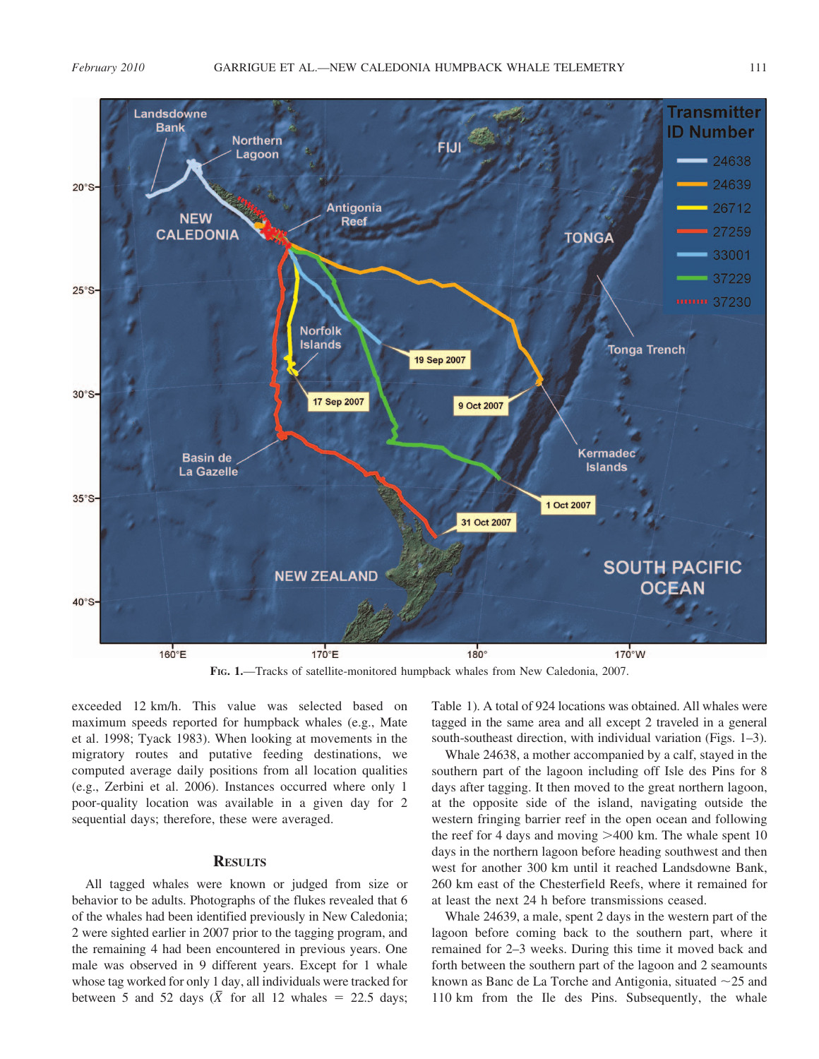FIG. 1.—Tracks of satellite-monitored humpback whales from New Caledonia, 2007.

exceeded 12 km/h. This value was selected based on maximum speeds reported for humpback whales (e.g., Mate et al. 1998; Tyack 1983). When looking at movements in the migratory routes and putative feeding destinations, we computed average daily positions from all location qualities (e.g., Zerbini et al. 2006). Instances occurred where only 1 poor-quality location was available in a given day for 2 sequential days; therefore, these were averaged.

## RESULTS

All tagged whales were known or judged from size or behavior to be adults. Photographs of the flukes revealed that 6 of the whales had been identified previously in New Caledonia; 2 were sighted earlier in 2007 prior to the tagging program, and the remaining 4 had been encountered in previous years. One male was observed in 9 different years. Except for 1 whale whose tag worked for only 1 day, all individuals were tracked for between 5 and 52 days ($\bar{X}$ for all 12 whales = 22.5 days; Table 1). A total of 924 locations was obtained. All whales were tagged in the same area and all except 2 traveled in a general south-southeast direction, with individual variation (Figs. 1–3).

Whale 24638, a mother accompanied by a calf, stayed in the southern part of the lagoon including off Isle des Pins for 8 days after tagging. It then moved to the great northern lagoon, at the opposite side of the island, navigating outside the western fringing barrier reef in the open ocean and following the reef for 4 days and moving >400 km. The whale spent 10 days in the northern lagoon before heading southwest and then west for another 300 km until it reached Landsdowne Bank, 260 km east of the Chesterfield Reefs, where it remained for at least the next 24 h before transmissions ceased.

Whale 24639, a male, spent 2 days in the western part of the lagoon before coming back to the southern part, where it remained for 2–3 weeks. During this time it moved back and forth between the southern part of the lagoon and 2 seamounts known as Banc de La Torche and Antigonia, situated ~25 and 110 km from the Ile des Pins. Subsequently, the whale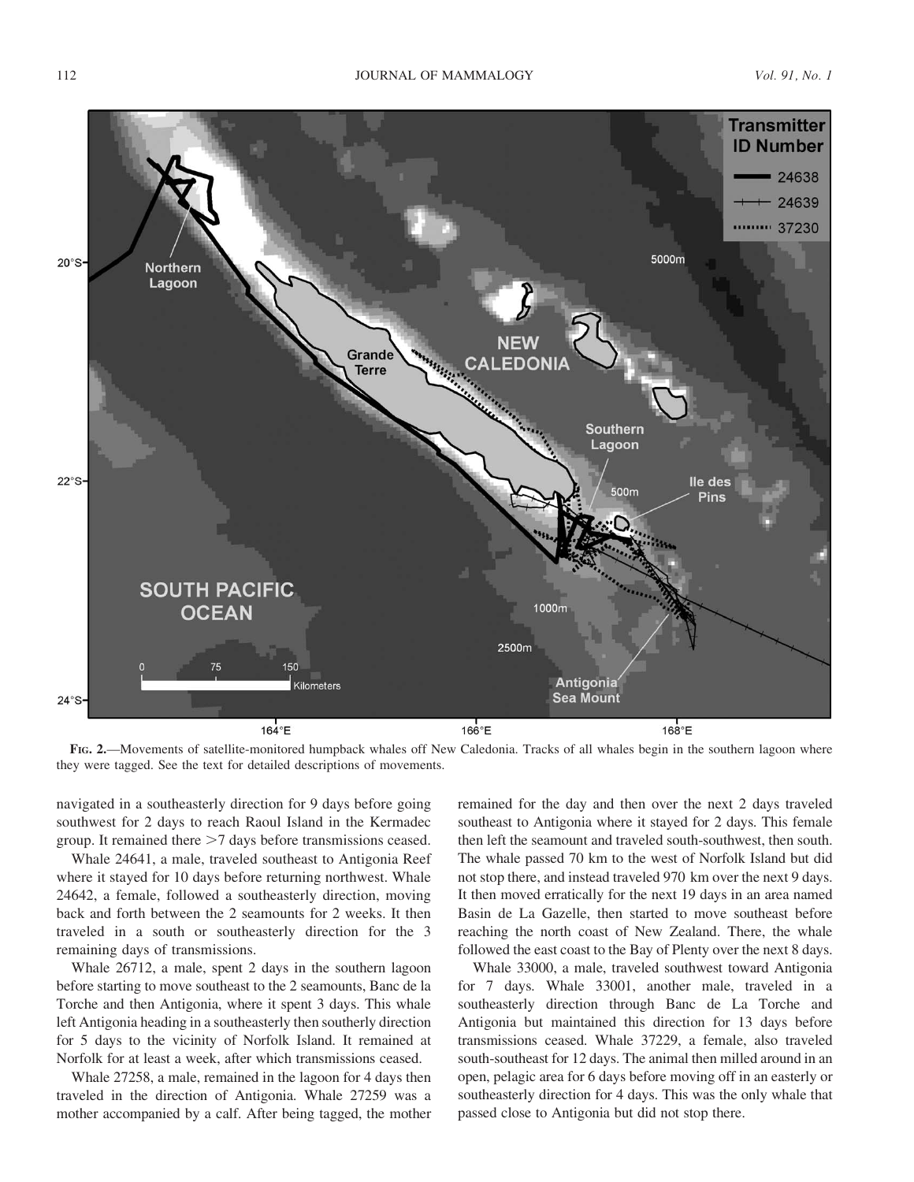FIG. 2.—Movements of satellite-monitored humpback whales off New Caledonia. Tracks of all whales begin in the southern lagoon where they were tagged. See the text for detailed descriptions of movements.

navigated in a southeasterly direction for 9 days before going southwest for 2 days to reach Raoul Island in the Kermadec group. It remained there >7 days before transmissions ceased.

Whale 24641, a male, traveled southeast to Antigonia Reef where it stayed for 10 days before returning northwest. Whale 24642, a female, followed a southeasterly direction, moving back and forth between the 2 seamounts for 2 weeks. It then traveled in a south or southeasterly direction for the 3 remaining days of transmissions.

Whale 26712, a male, spent 2 days in the southern lagoon before starting to move southeast to the 2 seamounts, Banc de la Torche and then Antigonia, where it spent 3 days. This whale left Antigonia heading in a southeasterly then southerly direction for 5 days to the vicinity of Norfolk Island. It remained at Norfolk for at least a week, after which transmissions ceased.

Whale 27258, a male, remained in the lagoon for 4 days then traveled in the direction of Antigonia. Whale 27259 was a mother accompanied by a calf. After being tagged, the mother remained for the day and then over the next 2 days traveled southeast to Antigonia where it stayed for 2 days. This female then left the seamount and traveled south-southwest, then south. The whale passed 70 km to the west of Norfolk Island but did not stop there, and instead traveled 970 km over the next 9 days. It then moved erratically for the next 19 days in an area named Basin de La Gazelle, then started to move southeast before reaching the north coast of New Zealand. There, the whale followed the east coast to the Bay of Plenty over the next 8 days.

Whale 33000, a male, traveled southwest toward Antigonia for 7 days. Whale 33001, another male, traveled in a southeasterly direction through Banc de La Torche and Antigonia but maintained this direction for 13 days before transmissions ceased. Whale 37229, a female, also traveled south-southeast for 12 days. The animal then milled around in an open, pelagic area for 6 days before moving off in an easterly or southeasterly direction for 4 days. This was the only whale that passed close to Antigonia but did not stop there.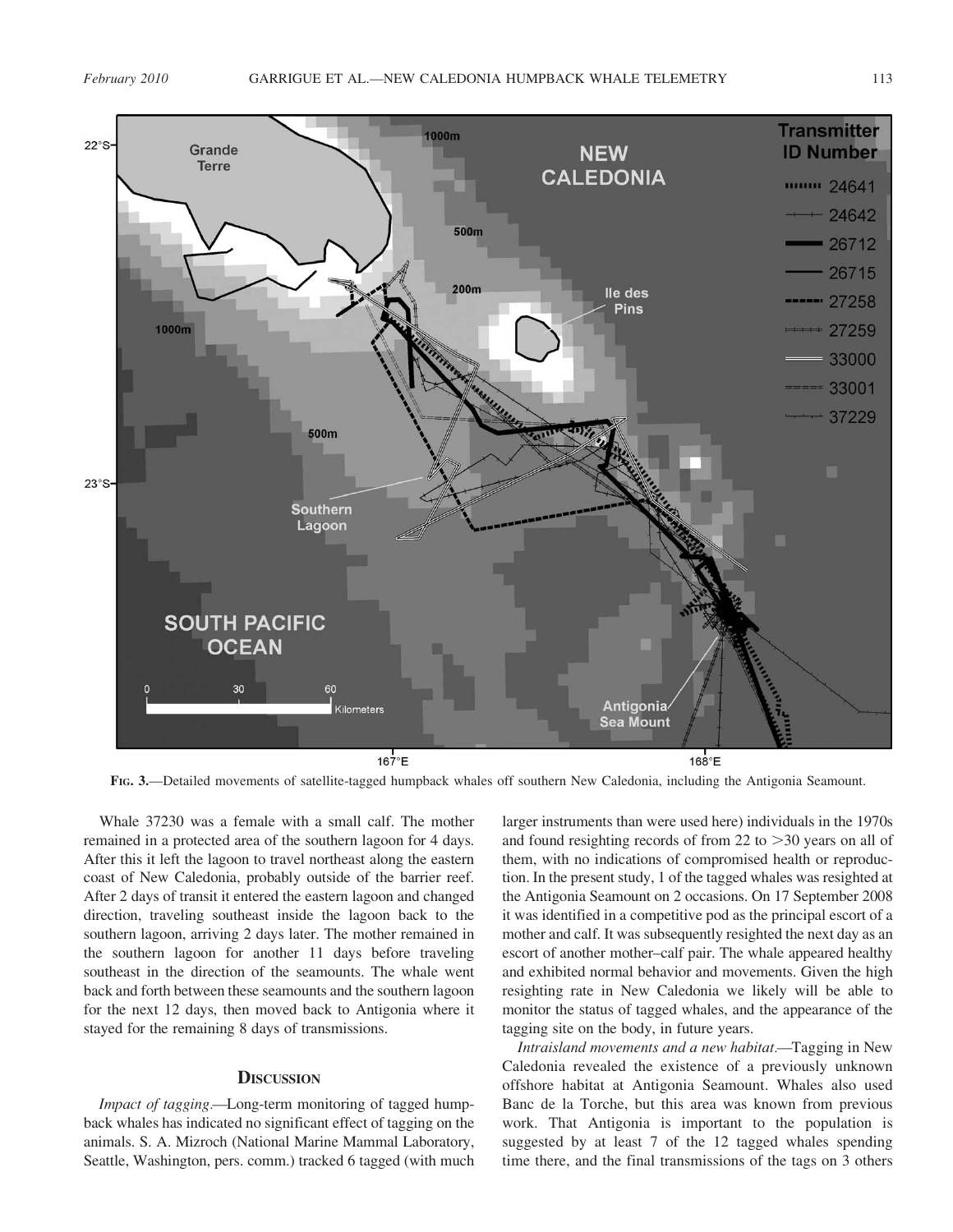FIG. 3.—Detailed movements of satellite-tagged humpback whales off southern New Caledonia, including the Antigonia Seamount.

Whale 37230 was a female with a small calf. The mother remained in a protected area of the southern lagoon for 4 days. After this it left the lagoon to travel northeast along the eastern coast of New Caledonia, probably outside of the barrier reef. After 2 days of transit it entered the eastern lagoon and changed direction, traveling southeast inside the lagoon back to the southern lagoon, arriving 2 days later. The mother remained in the southern lagoon for another 11 days before traveling southeast in the direction of the seamounts. The whale went back and forth between these seamounts and the southern lagoon for the next 12 days, then moved back to Antigonia where it stayed for the remaining 8 days of transmissions.

## DISCUSSION

*Impact of tagging.*—Long-term monitoring of tagged humpback whales has indicated no significant effect of tagging on the animals. S. A. Mizroch (National Marine Mammal Laboratory, Seattle, Washington, pers. comm.) tracked 6 tagged (with much larger instruments than were used here) individuals in the 1970s and found resighting records of from 22 to >30 years on all of them, with no indications of compromised health or reproduction. In the present study, 1 of the tagged whales was resighted at the Antigonia Seamount on 2 occasions. On 17 September 2008 it was identified in a competitive pod as the principal escort of a mother and calf. It was subsequently resighted the next day as an escort of another mother–calf pair. The whale appeared healthy and exhibited normal behavior and movements. Given the high resighting rate in New Caledonia we likely will be able to monitor the status of tagged whales, and the appearance of the tagging site on the body, in future years.

*Intraisland movements and a new habitat.*—Tagging in New Caledonia revealed the existence of a previously unknown offshore habitat at Antigonia Seamount. Whales also used Banc de la Torche, but this area was known from previous work. That Antigonia is important to the population is suggested by at least 7 of the 12 tagged whales spending time there, and the final transmissions of the tags on 3 others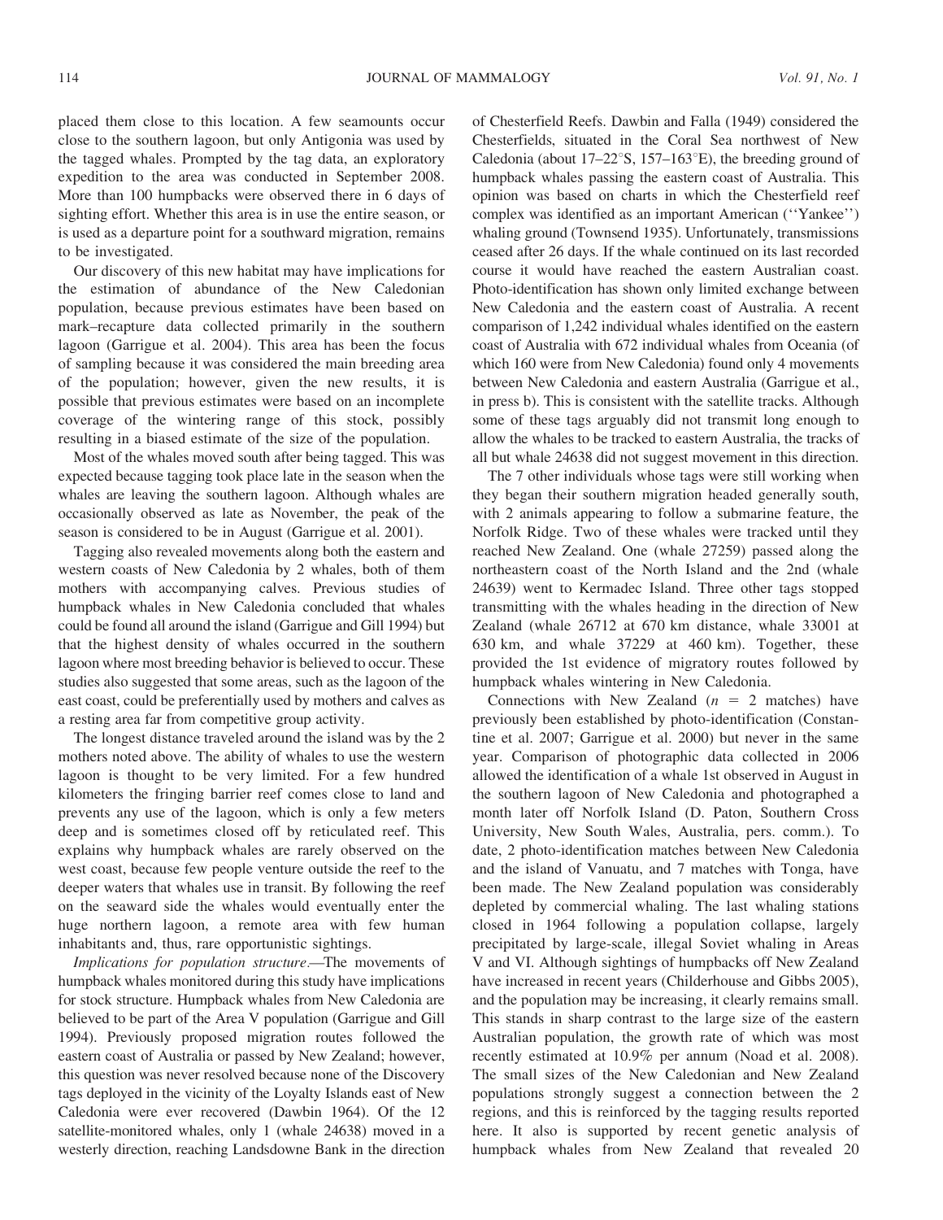placed them close to this location. A few seamounts occur close to the southern lagoon, but only Antigonia was used by the tagged whales. Prompted by the tag data, an exploratory expedition to the area was conducted in September 2008. More than 100 humpbacks were observed there in 6 days of sighting effort. Whether this area is in use the entire season, or is used as a departure point for a southward migration, remains to be investigated.

Our discovery of this new habitat may have implications for the estimation of abundance of the New Caledonian population, because previous estimates have been based on mark–recapture data collected primarily in the southern lagoon (Garrigue et al. 2004). This area has been the focus of sampling because it was considered the main breeding area of the population; however, given the new results, it is possible that previous estimates were based on an incomplete coverage of the wintering range of this stock, possibly resulting in a biased estimate of the size of the population.

Most of the whales moved south after being tagged. This was expected because tagging took place late in the season when the whales are leaving the southern lagoon. Although whales are occasionally observed as late as November, the peak of the season is considered to be in August (Garrigue et al. 2001).

Tagging also revealed movements along both the eastern and western coasts of New Caledonia by 2 whales, both of them mothers with accompanying calves. Previous studies of humpback whales in New Caledonia concluded that whales could be found all around the island (Garrigue and Gill 1994) but that the highest density of whales occurred in the southern lagoon where most breeding behavior is believed to occur. These studies also suggested that some areas, such as the lagoon of the east coast, could be preferentially used by mothers and calves as a resting area far from competitive group activity.

The longest distance traveled around the island was by the 2 mothers noted above. The ability of whales to use the western lagoon is thought to be very limited. For a few hundred kilometers the fringing barrier reef comes close to land and prevents any use of the lagoon, which is only a few meters deep and is sometimes closed off by reticulated reef. This explains why humpback whales are rarely observed on the west coast, because few people venture outside the reef to the deeper waters that whales use in transit. By following the reef on the seaward side the whales would eventually enter the huge northern lagoon, a remote area with few human inhabitants and, thus, rare opportunistic sightings.

*Implications for population structure.*—The movements of humpback whales monitored during this study have implications for stock structure. Humpback whales from New Caledonia are believed to be part of the Area V population (Garrigue and Gill 1994). Previously proposed migration routes followed the eastern coast of Australia or passed by New Zealand; however, this question was never resolved because none of the Discovery tags deployed in the vicinity of the Loyalty Islands east of New Caledonia were ever recovered (Dawbin 1964). Of the 12 satellite-monitored whales, only 1 (whale 24638) moved in a westerly direction, reaching Landsdowne Bank in the direction of Chesterfield Reefs. Dawbin and Falla (1949) considered the Chesterfields, situated in the Coral Sea northwest of New Caledonia (about 17–22°S, 157–163°E), the breeding ground of humpback whales passing the eastern coast of Australia. This opinion was based on charts in which the Chesterfield reef complex was identified as an important American (''Yankee'') whaling ground (Townsend 1935). Unfortunately, transmissions ceased after 26 days. If the whale continued on its last recorded course it would have reached the eastern Australian coast. Photo-identification has shown only limited exchange between New Caledonia and the eastern coast of Australia. A recent comparison of 1,242 individual whales identified on the eastern coast of Australia with 672 individual whales from Oceania (of which 160 were from New Caledonia) found only 4 movements between New Caledonia and eastern Australia (Garrigue et al., in press b). This is consistent with the satellite tracks. Although some of these tags arguably did not transmit long enough to allow the whales to be tracked to eastern Australia, the tracks of all but whale 24638 did not suggest movement in this direction.

The 7 other individuals whose tags were still working when they began their southern migration headed generally south, with 2 animals appearing to follow a submarine feature, the Norfolk Ridge. Two of these whales were tracked until they reached New Zealand. One (whale 27259) passed along the northeastern coast of the North Island and the 2nd (whale 24639) went to Kermadec Island. Three other tags stopped transmitting with the whales heading in the direction of New Zealand (whale 26712 at 670 km distance, whale 33001 at 630 km, and whale 37229 at 460 km). Together, these provided the 1st evidence of migratory routes followed by humpback whales wintering in New Caledonia.

Connections with New Zealand ($n = 2$ matches) have previously been established by photo-identification (Constantine et al. 2007; Garrigue et al. 2000) but never in the same year. Comparison of photographic data collected in 2006 allowed the identification of a whale 1st observed in August in the southern lagoon of New Caledonia and photographed a month later off Norfolk Island (D. Paton, Southern Cross University, New South Wales, Australia, pers. comm.). To date, 2 photo-identification matches between New Caledonia and the island of Vanuatu, and 7 matches with Tonga, have been made. The New Zealand population was considerably depleted by commercial whaling. The last whaling stations closed in 1964 following a population collapse, largely precipitated by large-scale, illegal Soviet whaling in Areas V and VI. Although sightings of humpbacks off New Zealand have increased in recent years (Childerhouse and Gibbs 2005), and the population may be increasing, it clearly remains small. This stands in sharp contrast to the large size of the eastern Australian population, the growth rate of which was most recently estimated at 10.9% per annum (Noad et al. 2008). The small sizes of the New Caledonian and New Zealand populations strongly suggest a connection between the 2 regions, and this is reinforced by the tagging results reported here. It also is supported by recent genetic analysis of humpback whales from New Zealand that revealed 20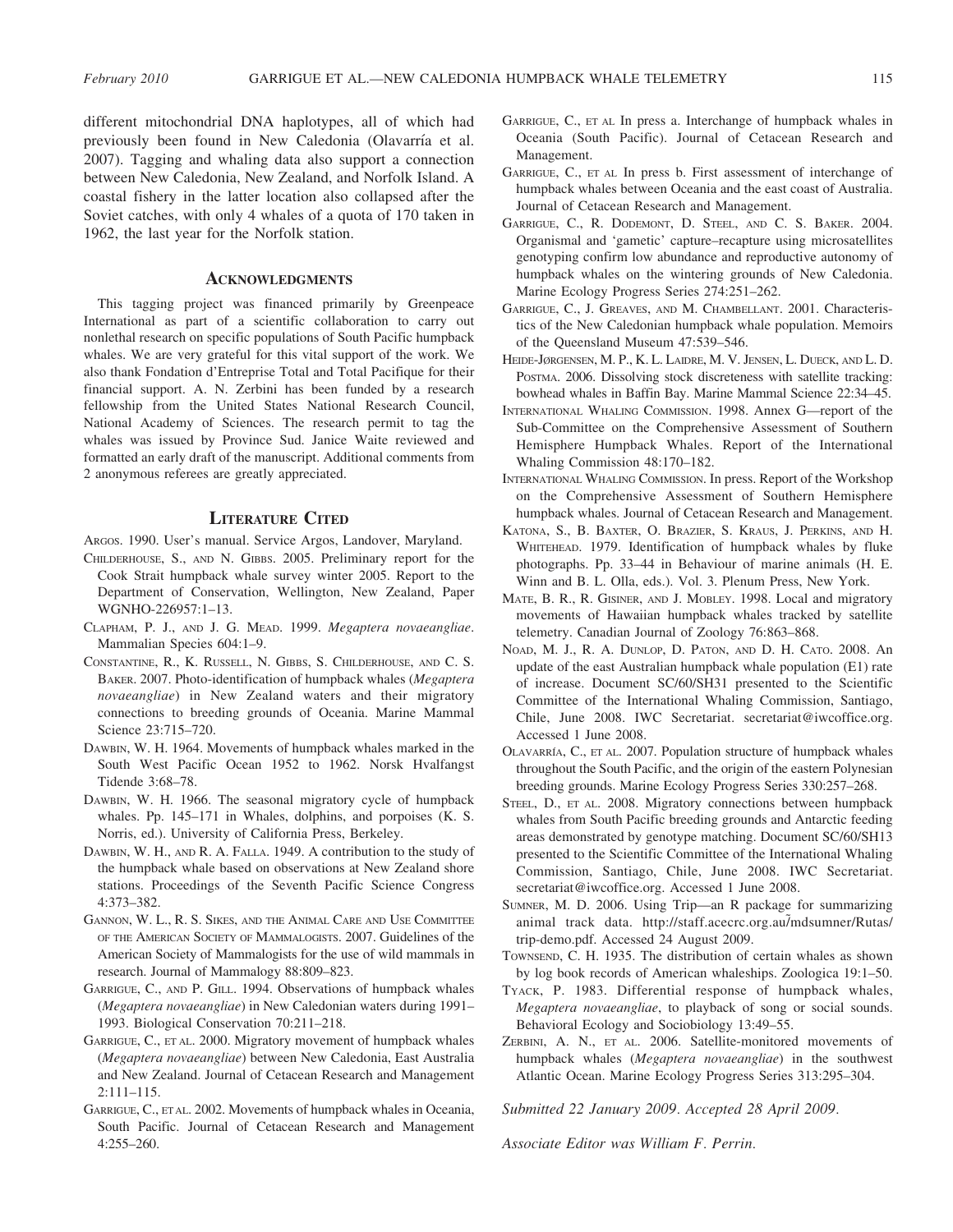different mitochondrial DNA haplotypes, all of which had previously been found in New Caledonia (Olavarría et al. 2007). Tagging and whaling data also support a connection between New Caledonia, New Zealand, and Norfolk Island. A coastal fishery in the latter location also collapsed after the Soviet catches, with only 4 whales of a quota of 170 taken in 1962, the last year for the Norfolk station.

## Acknowledgments

This tagging project was financed primarily by Greenpeace International as part of a scientific collaboration to carry out nonlethal research on specific populations of South Pacific humpback whales. We are very grateful for this vital support of the work. We also thank Fondation d'Entreprise Total and Total Pacifique for their financial support. A. N. Zerbini has been funded by a research fellowship from the United States National Research Council, National Academy of Sciences. The research permit to tag the whales was issued by Province Sud. Janice Waite reviewed and formatted an early draft of the manuscript. Additional comments from 2 anonymous referees are greatly appreciated.

## Literature Cited

Argos. 1990. User's manual. Service Argos, Landover, Maryland.

Childerhouse, S., and N. Gibbs. 2005. Preliminary report for the Cook Strait humpback whale survey winter 2005. Report to the Department of Conservation, Wellington, New Zealand, Paper WGNHO-226957:1–13.

Clapham, P. J., and J. G. Mead. 1999. *Megaptera novaeangliae*. Mammalian Species 604:1–9.

Constantine, R., K. Russell, N. Gibbs, S. Childerhouse, and C. S. Baker. 2007. Photo-identification of humpback whales (*Megaptera novaeangliae*) in New Zealand waters and their migratory connections to breeding grounds of Oceania. Marine Mammal Science 23:715–720.

Dawbin, W. H. 1964. Movements of humpback whales marked in the South West Pacific Ocean 1952 to 1962. Norsk Hvalfangst Tidende 3:68–78.

Dawbin, W. H. 1966. The seasonal migratory cycle of humpback whales. Pp. 145–171 in Whales, dolphins, and porpoises (K. S. Norris, ed.). University of California Press, Berkeley.

Dawbin, W. H., and R. A. Falla. 1949. A contribution to the study of the humpback whale based on observations at New Zealand shore stations. Proceedings of the Seventh Pacific Science Congress 4:373–382.

Gannon, W. L., R. S. Sikes, and the Animal Care and Use Committee of the American Society of Mammalogists. 2007. Guidelines of the American Society of Mammalogists for the use of wild mammals in research. Journal of Mammalogy 88:809–823.

Garrigue, C., and P. Gill. 1994. Observations of humpback whales (*Megaptera novaeangliae*) in New Caledonian waters during 1991–1993. Biological Conservation 70:211–218.

Garrigue, C., et al. 2000. Migratory movement of humpback whales (*Megaptera novaeangliae*) between New Caledonia, East Australia and New Zealand. Journal of Cetacean Research and Management 2:111–115.

Garrigue, C., et al. 2002. Movements of humpback whales in Oceania, South Pacific. Journal of Cetacean Research and Management 4:255–260.

Garrigue, C., et al In press a. Interchange of humpback whales in Oceania (South Pacific). Journal of Cetacean Research and Management.

Garrigue, C., et al In press b. First assessment of interchange of humpback whales between Oceania and the east coast of Australia. Journal of Cetacean Research and Management.

Garrigue, C., R. Dodemont, D. Steel, and C. S. Baker. 2004. Organismal and 'gametic' capture–recapture using microsatellites genotyping confirm low abundance and reproductive autonomy of humpback whales on the wintering grounds of New Caledonia. Marine Ecology Progress Series 274:251–262.

Garrigue, C., J. Greaves, and M. Chambellant. 2001. Characteristics of the New Caledonian humpback whale population. Memoirs of the Queensland Museum 47:539–546.

Heide-Jørgensen, M. P., K. L. Laidre, M. V. Jensen, L. Dueck, and L. D. Postma. 2006. Dissolving stock discreteness with satellite tracking: bowhead whales in Baffin Bay. Marine Mammal Science 22:34–45.

International Whaling Commission. 1998. Annex G—report of the Sub-Committee on the Comprehensive Assessment of Southern Hemisphere Humpback Whales. Report of the International Whaling Commission 48:170–182.

International Whaling Commission. In press. Report of the Workshop on the Comprehensive Assessment of Southern Hemisphere humpback whales. Journal of Cetacean Research and Management.

Katona, S., B. Baxter, O. Brazier, S. Kraus, J. Perkins, and H. Whitehead. 1979. Identification of humpback whales by fluke photographs. Pp. 33–44 in Behaviour of marine animals (H. E. Winn and B. L. Olla, eds.). Vol. 3. Plenum Press, New York.

Mate, B. R., R. Gisiner, and J. Mobley. 1998. Local and migratory movements of Hawaiian humpback whales tracked by satellite telemetry. Canadian Journal of Zoology 76:863–868.

Noad, M. J., R. A. Dunlop, D. Paton, and D. H. Cato. 2008. An update of the east Australian humpback whale population (E1) rate of increase. Document SC/60/SH31 presented to the Scientific Committee of the International Whaling Commission, Santiago, Chile, June 2008. IWC Secretariat. secretariat@iwcoffice.org. Accessed 1 June 2008.

Olavarría, C., et al. 2007. Population structure of humpback whales throughout the South Pacific, and the origin of the eastern Polynesian breeding grounds. Marine Ecology Progress Series 330:257–268.

Steel, D., et al. 2008. Migratory connections between humpback whales from South Pacific breeding grounds and Antarctic feeding areas demonstrated by genotype matching. Document SC/60/SH13 presented to the Scientific Committee of the International Whaling Commission, Santiago, Chile, June 2008. IWC Secretariat. secretariat@iwcoffice.org. Accessed 1 June 2008.

Sumner, M. D. 2006. Using Trip—an R package for summarizing animal track data. http://staff.acecrc.org.au/~mdsumner/Rutas/trip-demo.pdf. Accessed 24 August 2009.

Townsend, C. H. 1935. The distribution of certain whales as shown by log book records of American whaleships. Zoologica 19:1–50.

Tyack, P. 1983. Differential response of humpback whales, *Megaptera novaeangliae*, to playback of song or social sounds. Behavioral Ecology and Sociobiology 13:49–55.

Zerbini, A. N., et al. 2006. Satellite-monitored movements of humpback whales (*Megaptera novaeangliae*) in the southwest Atlantic Ocean. Marine Ecology Progress Series 313:295–304.

*Submitted 22 January 2009. Accepted 28 April 2009.*

*Associate Editor was William F. Perrin.*